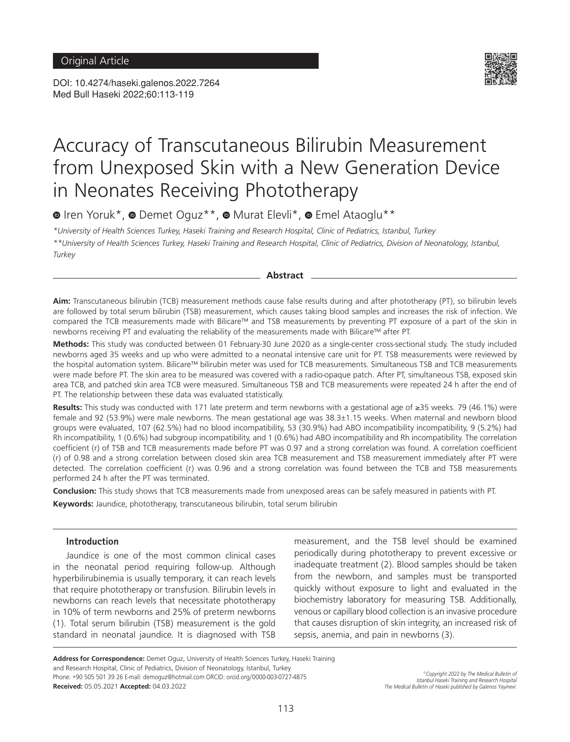Original Article

DOI: 10.4274/haseki.galenos.2022.7264
Med Bull Haseki 2022;60:113-119

# Accuracy of Transcutaneous Bilirubin Measurement from Unexposed Skin with a New Generation Device in Neonates Receiving Phototherapy

Iren Yoruk*, Demet Oguz**, Murat Elevli*, Emel Ataoglu**

*University of Health Sciences Turkey, Haseki Training and Research Hospital, Clinic of Pediatrics, Istanbul, Turkey*

***University of Health Sciences Turkey, Haseki Training and Research Hospital, Clinic of Pediatrics, Division of Neonatology, Istanbul, Turkey*

## Abstract

**Aim:** Transcutaneous bilirubin (TCB) measurement methods cause false results during and after phototherapy (PT), so bilirubin levels are followed by total serum bilirubin (TSB) measurement, which causes taking blood samples and increases the risk of infection. We compared the TCB measurements made with Bilicare™ and TSB measurements by preventing PT exposure of a part of the skin in newborns receiving PT and evaluating the reliability of the measurements made with Bilicare™ after PT.

**Methods:** This study was conducted between 01 February-30 June 2020 as a single-center cross-sectional study. The study included newborns aged 35 weeks and up who were admitted to a neonatal intensive care unit for PT. TSB measurements were reviewed by the hospital automation system. Bilicare™ bilirubin meter was used for TCB measurements. Simultaneous TSB and TCB measurements were made before PT. The skin area to be measured was covered with a radio-opaque patch. After PT, simultaneous TSB, exposed skin area TCB, and patched skin area TCB were measured. Simultaneous TSB and TCB measurements were repeated 24 h after the end of PT. The relationship between these data was evaluated statistically.

**Results:** This study was conducted with 171 late preterm and term newborns with a gestational age of ≥35 weeks. 79 (46.1%) were female and 92 (53.9%) were male newborns. The mean gestational age was 38.3±1.15 weeks. When maternal and newborn blood groups were evaluated, 107 (62.5%) had no blood incompatibility, 53 (30.9%) had ABO incompatibility incompatibility, 9 (5.2%) had Rh incompatibility, 1 (0.6%) had subgroup incompatibility, and 1 (0.6%) had ABO incompatibility and Rh incompatibility. The correlation coefficient (r) of TSB and TCB measurements made before PT was 0.97 and a strong correlation was found. A correlation coefficient (r) of 0.98 and a strong correlation between closed skin area TCB measurement and TSB measurement immediately after PT were detected. The correlation coefficient (r) was 0.96 and a strong correlation was found between the TCB and TSB measurements performed 24 h after the PT was terminated.

**Conclusion:** This study shows that TCB measurements made from unexposed areas can be safely measured in patients with PT.

**Keywords:** Jaundice, phototherapy, transcutaneous bilirubin, total serum bilirubin

## Introduction

Jaundice is one of the most common clinical cases in the neonatal period requiring follow-up. Although hyperbilirubinemia is usually temporary, it can reach levels that require phototherapy or transfusion. Bilirubin levels in newborns can reach levels that necessitate phototherapy in 10% of term newborns and 25% of preterm newborns (1). Total serum bilirubin (TSB) measurement is the gold standard in neonatal jaundice. It is diagnosed with TSB measurement, and the TSB level should be examined periodically during phototherapy to prevent excessive or inadequate treatment (2). Blood samples should be taken from the newborn, and samples must be transported quickly without exposure to light and evaluated in the biochemistry laboratory for measuring TSB. Additionally, venous or capillary blood collection is an invasive procedure that causes disruption of skin integrity, an increased risk of sepsis, anemia, and pain in newborns (3).

**Address for Correspondence:** Demet Oguz, University of Health Sciences Turkey, Haseki Training and Research Hospital, Clinic of Pediatrics, Division of Neonatology, Istanbul, Turkey
Phone: +90 505 501 39 26 E-mail: demoguz@hotmail.com ORCID: orcid.org/0000-003-0727-4875
**Received:** 05.05.2021 **Accepted:** 04.03.2022

©Copyright 2022 by The Medical Bulletin of Istanbul Haseki Training and Research Hospital
The Medical Bulletin of Haseki published by Galenos Yayinevi.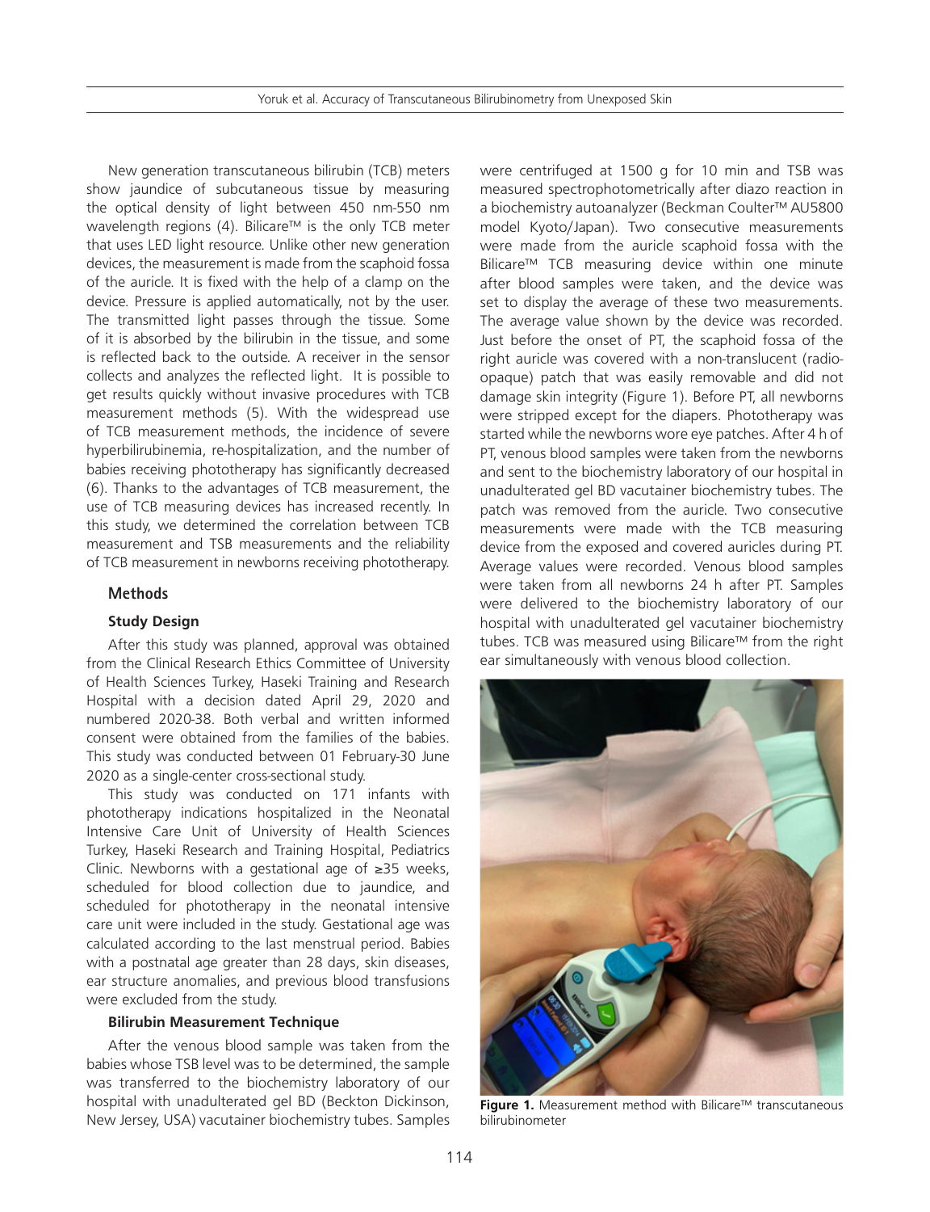New generation transcutaneous bilirubin (TCB) meters show jaundice of subcutaneous tissue by measuring the optical density of light between 450 nm-550 nm wavelength regions (4). Bilicare™ is the only TCB meter that uses LED light resource. Unlike other new generation devices, the measurement is made from the scaphoid fossa of the auricle. It is fixed with the help of a clamp on the device. Pressure is applied automatically, not by the user. The transmitted light passes through the tissue. Some of it is absorbed by the bilirubin in the tissue, and some is reflected back to the outside. A receiver in the sensor collects and analyzes the reflected light. It is possible to get results quickly without invasive procedures with TCB measurement methods (5). With the widespread use of TCB measurement methods, the incidence of severe hyperbilirubinemia, re-hospitalization, and the number of babies receiving phototherapy has significantly decreased (6). Thanks to the advantages of TCB measurement, the use of TCB measuring devices has increased recently. In this study, we determined the correlation between TCB measurement and TSB measurements and the reliability of TCB measurement in newborns receiving phototherapy.

## Methods

### Study Design

After this study was planned, approval was obtained from the Clinical Research Ethics Committee of University of Health Sciences Turkey, Haseki Training and Research Hospital with a decision dated April 29, 2020 and numbered 2020-38. Both verbal and written informed consent were obtained from the families of the babies. This study was conducted between 01 February-30 June 2020 as a single-center cross-sectional study.

This study was conducted on 171 infants with phototherapy indications hospitalized in the Neonatal Intensive Care Unit of University of Health Sciences Turkey, Haseki Research and Training Hospital, Pediatrics Clinic. Newborns with a gestational age of ≥35 weeks, scheduled for blood collection due to jaundice, and scheduled for phototherapy in the neonatal intensive care unit were included in the study. Gestational age was calculated according to the last menstrual period. Babies with a postnatal age greater than 28 days, skin diseases, ear structure anomalies, and previous blood transfusions were excluded from the study.

### Bilirubin Measurement Technique

After the venous blood sample was taken from the babies whose TSB level was to be determined, the sample was transferred to the biochemistry laboratory of our hospital with unadulterated gel BD (Beckton Dickinson, New Jersey, USA) vacutainer biochemistry tubes. Samples were centrifuged at 1500 g for 10 min and TSB was measured spectrophotometrically after diazo reaction in a biochemistry autoanalyzer (Beckman Coulter™ AU5800 model Kyoto/Japan). Two consecutive measurements were made from the auricle scaphoid fossa with the Bilicare™ TCB measuring device within one minute after blood samples were taken, and the device was set to display the average of these two measurements. The average value shown by the device was recorded. Just before the onset of PT, the scaphoid fossa of the right auricle was covered with a non-translucent (radio-opaque) patch that was easily removable and did not damage skin integrity (Figure 1). Before PT, all newborns were stripped except for the diapers. Phototherapy was started while the newborns wore eye patches. After 4 h of PT, venous blood samples were taken from the newborns and sent to the biochemistry laboratory of our hospital in unadulterated gel BD vacutainer biochemistry tubes. The patch was removed from the auricle. Two consecutive measurements were made with the TCB measuring device from the exposed and covered auricles during PT. Average values were recorded. Venous blood samples were taken from all newborns 24 h after PT. Samples were delivered to the biochemistry laboratory of our hospital with unadulterated gel vacutainer biochemistry tubes. TCB was measured using Bilicare™ from the right ear simultaneously with venous blood collection.

**Figure 1.** Measurement method with Bilicare™ transcutaneous bilirubinometer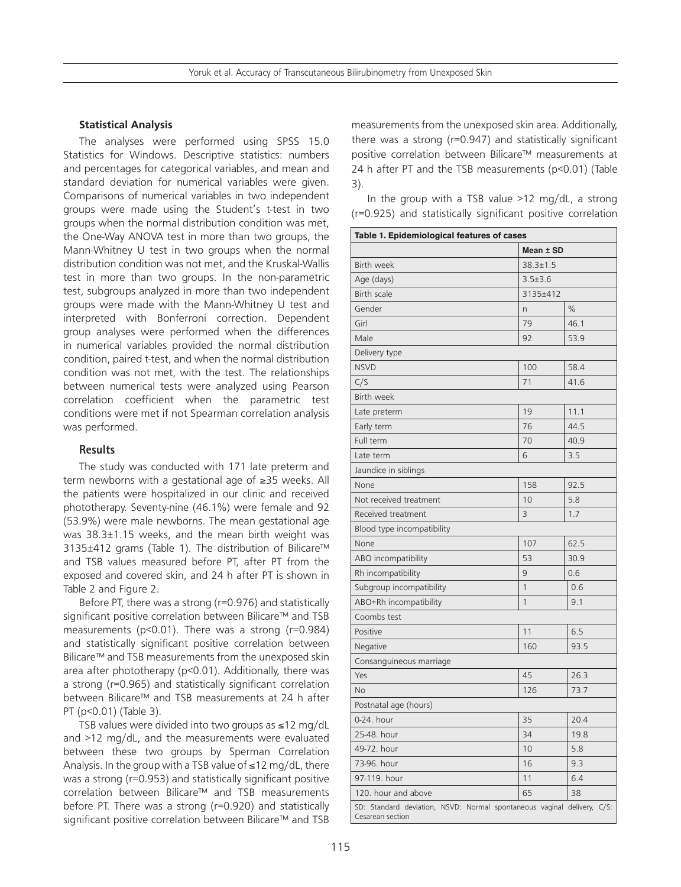### Statistical Analysis

The analyses were performed using SPSS 15.0 Statistics for Windows. Descriptive statistics: numbers and percentages for categorical variables, and mean and standard deviation for numerical variables were given. Comparisons of numerical variables in two independent groups were made using the Student's t-test in two groups when the normal distribution condition was met, the One-Way ANOVA test in more than two groups, the Mann-Whitney U test in two groups when the normal distribution condition was not met, and the Kruskal-Wallis test in more than two groups. In the non-parametric test, subgroups analyzed in more than two independent groups were made with the Mann-Whitney U test and interpreted with Bonferroni correction. Dependent group analyses were performed when the differences in numerical variables provided the normal distribution condition, paired t-test, and when the normal distribution condition was not met, with the test. The relationships between numerical tests were analyzed using Pearson correlation coefficient when the parametric test conditions were met if not Spearman correlation analysis was performed.

### Results

The study was conducted with 171 late preterm and term newborns with a gestational age of ≥35 weeks. All the patients were hospitalized in our clinic and received phototherapy. Seventy-nine (46.1%) were female and 92 (53.9%) were male newborns. The mean gestational age was 38.3±1.15 weeks, and the mean birth weight was 3135±412 grams (Table 1). The distribution of Bilicare™ and TSB values measured before PT, after PT from the exposed and covered skin, and 24 h after PT is shown in Table 2 and Figure 2.

Before PT, there was a strong (r=0.976) and statistically significant positive correlation between Bilicare™ and TSB measurements (p<0.01). There was a strong (r=0.984) and statistically significant positive correlation between Bilicare™ and TSB measurements from the unexposed skin area after phototherapy (p<0.01). Additionally, there was a strong (r=0.965) and statistically significant correlation between Bilicare™ and TSB measurements at 24 h after PT (p<0.01) (Table 3).

TSB values were divided into two groups as ≤12 mg/dL and >12 mg/dL, and the measurements were evaluated between these two groups by Sperman Correlation Analysis. In the group with a TSB value of ≤12 mg/dL, there was a strong (r=0.953) and statistically significant positive correlation between Bilicare™ and TSB measurements before PT. There was a strong (r=0.920) and statistically significant positive correlation between Bilicare™ and TSB measurements from the unexposed skin area. Additionally, there was a strong (r=0.947) and statistically significant positive correlation between Bilicare™ measurements at 24 h after PT and the TSB measurements (p<0.01) (Table 3).

In the group with a TSB value >12 mg/dL, a strong (r=0.925) and statistically significant positive correlation

**Table 1. Epidemiological features of cases**

| | Mean ± SD | |
|---|---|---|
| Birth week | 38.3±1.5 | |
| Age (days) | 3.5±3.6 | |
| Birth scale | 3135±412 | |
| Gender | n | % |
| Girl | 79 | 46.1 |
| Male | 92 | 53.9 |
| Delivery type | | |
| NSVD | 100 | 58.4 |
| C/S | 71 | 41.6 |
| Birth week | | |
| Late preterm | 19 | 11.1 |
| Early term | 76 | 44.5 |
| Full term | 70 | 40.9 |
| Late term | 6 | 3.5 |
| Jaundice in siblings | | |
| None | 158 | 92.5 |
| Not received treatment | 10 | 5.8 |
| Received treatment | 3 | 1.7 |
| Blood type incompatibility | | |
| None | 107 | 62.5 |
| ABO incompatibility | 53 | 30.9 |
| Rh incompatibility | 9 | 0.6 |
| Subgroup incompatibility | 1 | 0.6 |
| ABO+Rh incompatibility | 1 | 9.1 |
| Coombs test | | |
| Positive | 11 | 6.5 |
| Negative | 160 | 93.5 |
| Consanguineous marriage | | |
| Yes | 45 | 26.3 |
| No | 126 | 73.7 |
| Postnatal age (hours) | | |
| 0-24. hour | 35 | 20.4 |
| 25-48. hour | 34 | 19.8 |
| 49-72. hour | 10 | 5.8 |
| 73-96. hour | 16 | 9.3 |
| 97-119. hour | 11 | 6.4 |
| 120. hour and above | 65 | 38 |

SD: Standard deviation, NSVD: Normal spontaneous vaginal delivery, C/S: Cesarean section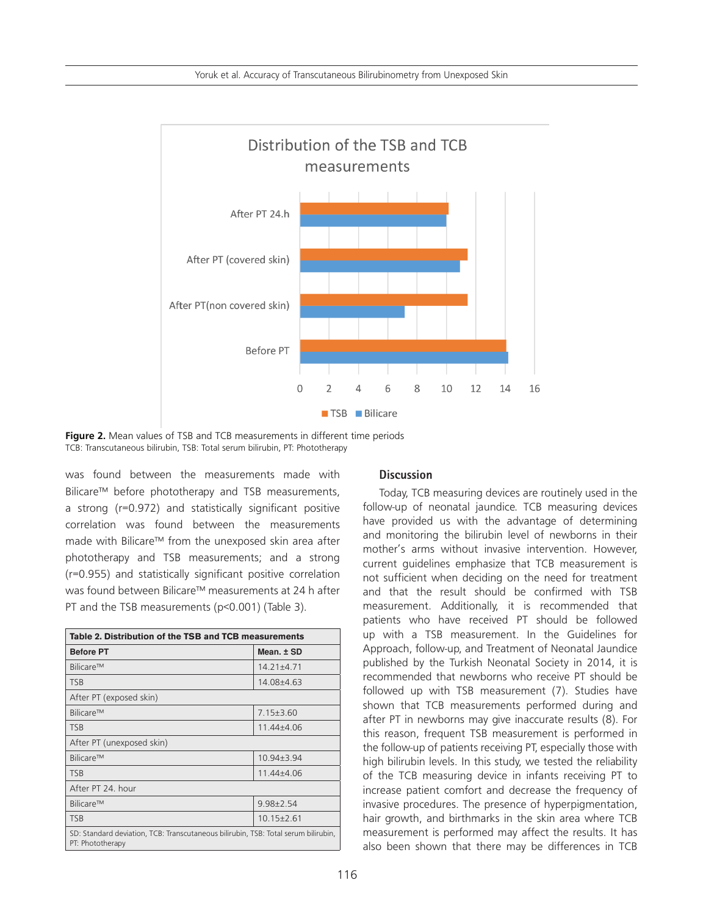Figure 2. Mean values of TSB and TCB measurements in different time periods
TCB: Transcutaneous bilirubin, TSB: Total serum bilirubin, PT: Phototherapy

was found between the measurements made with Bilicare™ before phototherapy and TSB measurements, a strong (r=0.972) and statistically significant positive correlation was found between the measurements made with Bilicare™ from the unexposed skin area after phototherapy and TSB measurements; and a strong (r=0.955) and statistically significant positive correlation was found between Bilicare™ measurements at 24 h after PT and the TSB measurements (p<0.001) (Table 3).

| **Table 2. Distribution of the TSB and TCB measurements** | |
|---|---|
| **Before PT** | **Mean. ± SD** |
| Bilicare™ | 14.21±4.71 |
| TSB | 14.08±4.63 |
| After PT (exposed skin) | |
| Bilicare™ | 7.15±3.60 |
| TSB | 11.44±4.06 |
| After PT (unexposed skin) | |
| Bilicare™ | 10.94±3.94 |
| TSB | 11.44±4.06 |
| After PT 24. hour | |
| Bilicare™ | 9.98±2.54 |
| TSB | 10.15±2.61 |

SD: Standard deviation, TCB: Transcutaneous bilirubin, TSB: Total serum bilirubin, PT: Phototherapy

## Discussion

Today, TCB measuring devices are routinely used in the follow-up of neonatal jaundice. TCB measuring devices have provided us with the advantage of determining and monitoring the bilirubin level of newborns in their mother's arms without invasive intervention. However, current guidelines emphasize that TCB measurement is not sufficient when deciding on the need for treatment and that the result should be confirmed with TSB measurement. Additionally, it is recommended that patients who have received PT should be followed up with a TSB measurement. In the Guidelines for Approach, follow-up, and Treatment of Neonatal Jaundice published by the Turkish Neonatal Society in 2014, it is recommended that newborns who receive PT should be followed up with TSB measurement (7). Studies have shown that TCB measurements performed during and after PT in newborns may give inaccurate results (8). For this reason, frequent TSB measurement is performed in the follow-up of patients receiving PT, especially those with high bilirubin levels. In this study, we tested the reliability of the TCB measuring device in infants receiving PT to increase patient comfort and decrease the frequency of invasive procedures. The presence of hyperpigmentation, hair growth, and birthmarks in the skin area where TCB measurement is performed may affect the results. It has also been shown that there may be differences in TCB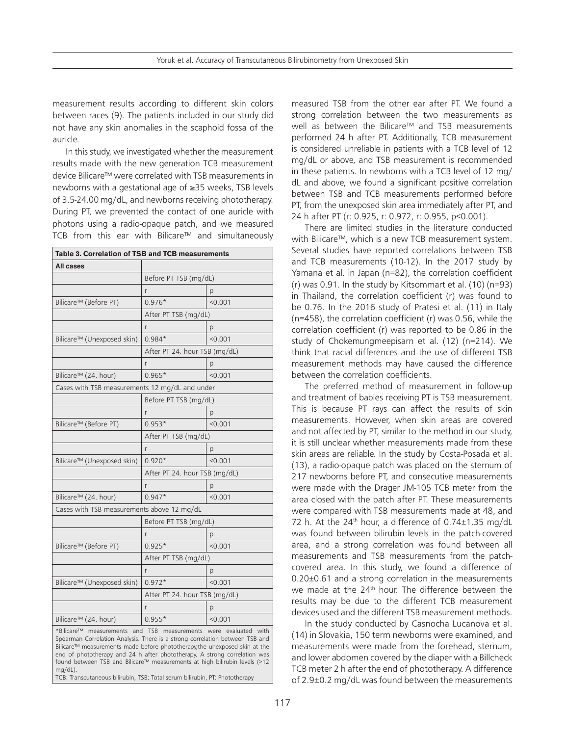measurement results according to different skin colors between races (9). The patients included in our study did not have any skin anomalies in the scaphoid fossa of the auricle.

In this study, we investigated whether the measurement results made with the new generation TCB measurement device Bilicare™ were correlated with TSB measurements in newborns with a gestational age of ≥35 weeks, TSB levels of 3.5-24.00 mg/dL, and newborns receiving phototherapy. During PT, we prevented the contact of one auricle with photons using a radio-opaque patch, and we measured TCB from this ear with Bilicare™ and simultaneously measured TSB from the other ear after PT. We found a strong correlation between the two measurements as well as between the Bilicare™ and TSB measurements performed 24 h after PT. Additionally, TCB measurement is considered unreliable in patients with a TCB level of 12 mg/dL or above, and TSB measurement is recommended in these patients. In newborns with a TCB level of 12 mg/dL and above, we found a significant positive correlation between TSB and TCB measurements performed before PT, from the unexposed skin area immediately after PT, and 24 h after PT (r: 0.925, r: 0.972, r: 0.955, p<0.001).

**Table 3. Correlation of TSB and TCB measurements**

| **All cases** | | |
|---|---|---|
| | Before PT TSB (mg/dL) | |
| | r | p |
| Bilicare™ (Before PT) | 0.976* | <0.001 |
| | After PT TSB (mg/dL) | |
| | r | p |
| Bilicare™ (Unexposed skin) | 0.984* | <0.001 |
| | After PT 24. hour TSB (mg/dL) | |
| | r | p |
| Bilicare™ (24. hour) | 0.965* | <0.001 |
| Cases with TSB measurements 12 mg/dL and under | | |
| | Before PT TSB (mg/dL) | |
| | r | p |
| Bilicare™ (Before PT) | 0.953* | <0.001 |
| | After PT TSB (mg/dL) | |
| | r | p |
| Bilicare™ (Unexposed skin) | 0.920* | <0.001 |
| | After PT 24. hour TSB (mg/dL) | |
| | r | p |
| Bilicare™ (24. hour) | 0.947* | <0.001 |
| Cases with TSB measurements above 12 mg/dL | | |
| | Before PT TSB (mg/dL) | |
| | r | p |
| Bilicare™ (Before PT) | 0.925* | <0.001 |
| | After PT TSB (mg/dL) | |
| | r | p |
| Bilicare™ (Unexposed skin) | 0.972* | <0.001 |
| | After PT 24. hour TSB (mg/dL) | |
| | r | p |
| Bilicare™ (24. hour) | 0.955* | <0.001 |

*Bilicare™ measurements and TSB measurements were evaluated with Spearman Correlation Analysis. There is a strong correlation between TSB and Bilicare™ measurements made before phototherapy,the unexposed skin at the end of phototherapy and 24 h after phototherapy. A strong correlation was found between TSB and Bilicare™ measurements at high bilirubin levels (>12 mg/dL).

TCB: Transcutaneous bilirubin, TSB: Total serum bilirubin, PT: Phototherapy

There are limited studies in the literature conducted with Bilicare™, which is a new TCB measurement system. Several studies have reported correlations between TSB and TCB measurements (10-12). In the 2017 study by Yamana et al. in Japan (n=82), the correlation coefficient (r) was 0.91. In the study by Kitsommart et al. (10) (n=93) in Thailand, the correlation coefficient (r) was found to be 0.76. In the 2016 study of Pratesi et al. (11) in Italy (n=458), the correlation coefficient (r) was 0.56, while the correlation coefficient (r) was reported to be 0.86 in the study of Chokemungmeepisarn et al. (12) (n=214). We think that racial differences and the use of different TSB measurement methods may have caused the difference between the correlation coefficients.

The preferred method of measurement in follow-up and treatment of babies receiving PT is TSB measurement. This is because PT rays can affect the results of skin measurements. However, when skin areas are covered and not affected by PT, similar to the method in our study, it is still unclear whether measurements made from these skin areas are reliable. In the study by Costa-Posada et al. (13), a radio-opaque patch was placed on the sternum of 217 newborns before PT, and consecutive measurements were made with the Drager JM-105 TCB meter from the area closed with the patch after PT. These measurements were compared with TSB measurements made at 48, and 72 h. At the 24th hour, a difference of 0.74±1.35 mg/dL was found between bilirubin levels in the patch-covered area, and a strong correlation was found between all measurements and TSB measurements from the patch-covered area. In this study, we found a difference of 0.20±0.61 and a strong correlation in the measurements we made at the 24th hour. The difference between the results may be due to the different TCB measurement devices used and the different TSB measurement methods.

In the study conducted by Casnocha Lucanova et al. (14) in Slovakia, 150 term newborns were examined, and measurements were made from the forehead, sternum, and lower abdomen covered by the diaper with a Billcheck TCB meter 2 h after the end of phototherapy. A difference of 2.9±0.2 mg/dL was found between the measurements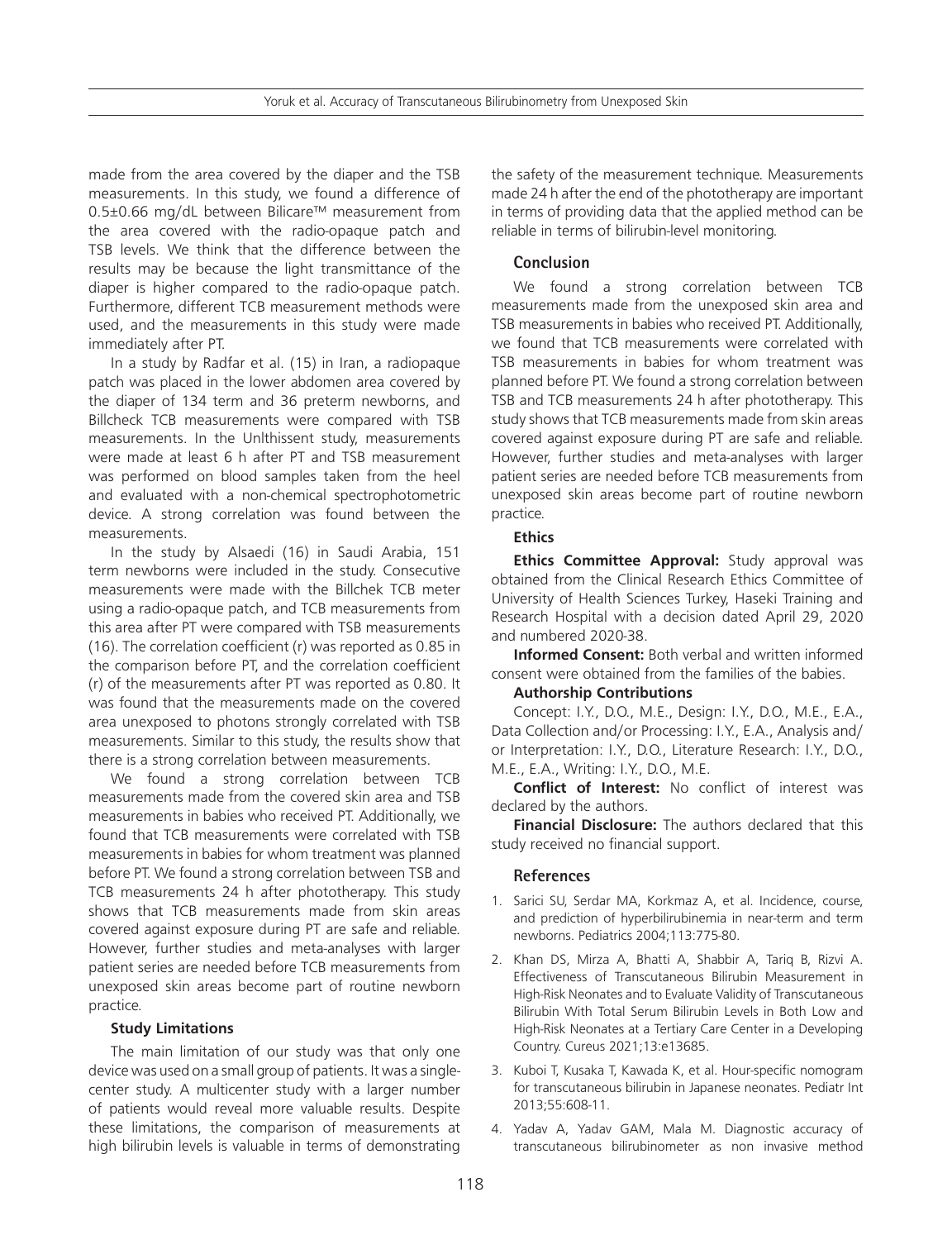made from the area covered by the diaper and the TSB measurements. In this study, we found a difference of 0.5±0.66 mg/dL between Bilicare™ measurement from the area covered with the radio-opaque patch and TSB levels. We think that the difference between the results may be because the light transmittance of the diaper is higher compared to the radio-opaque patch. Furthermore, different TCB measurement methods were used, and the measurements in this study were made immediately after PT.

In a study by Radfar et al. (15) in Iran, a radiopaque patch was placed in the lower abdomen area covered by the diaper of 134 term and 36 preterm newborns, and Billcheck TCB measurements were compared with TSB measurements. In the Unlthissent study, measurements were made at least 6 h after PT and TSB measurement was performed on blood samples taken from the heel and evaluated with a non-chemical spectrophotometric device. A strong correlation was found between the measurements.

In the study by Alsaedi (16) in Saudi Arabia, 151 term newborns were included in the study. Consecutive measurements were made with the Billchek TCB meter using a radio-opaque patch, and TCB measurements from this area after PT were compared with TSB measurements (16). The correlation coefficient (r) was reported as 0.85 in the comparison before PT, and the correlation coefficient (r) of the measurements after PT was reported as 0.80. It was found that the measurements made on the covered area unexposed to photons strongly correlated with TSB measurements. Similar to this study, the results show that there is a strong correlation between measurements.

We found a strong correlation between TCB measurements made from the covered skin area and TSB measurements in babies who received PT. Additionally, we found that TCB measurements were correlated with TSB measurements in babies for whom treatment was planned before PT. We found a strong correlation between TSB and TCB measurements 24 h after phototherapy. This study shows that TCB measurements made from skin areas covered against exposure during PT are safe and reliable. However, further studies and meta-analyses with larger patient series are needed before TCB measurements from unexposed skin areas become part of routine newborn practice.

### Study Limitations

The main limitation of our study was that only one device was used on a small group of patients. It was a single-center study. A multicenter study with a larger number of patients would reveal more valuable results. Despite these limitations, the comparison of measurements at high bilirubin levels is valuable in terms of demonstrating the safety of the measurement technique. Measurements made 24 h after the end of the phototherapy are important in terms of providing data that the applied method can be reliable in terms of bilirubin-level monitoring.

## Conclusion

We found a strong correlation between TCB measurements made from the unexposed skin area and TSB measurements in babies who received PT. Additionally, we found that TCB measurements were correlated with TSB measurements in babies for whom treatment was planned before PT. We found a strong correlation between TSB and TCB measurements 24 h after phototherapy. This study shows that TCB measurements made from skin areas covered against exposure during PT are safe and reliable. However, further studies and meta-analyses with larger patient series are needed before TCB measurements from unexposed skin areas become part of routine newborn practice.

### Ethics

**Ethics Committee Approval:** Study approval was obtained from the Clinical Research Ethics Committee of University of Health Sciences Turkey, Haseki Training and Research Hospital with a decision dated April 29, 2020 and numbered 2020-38.

**Informed Consent:** Both verbal and written informed consent were obtained from the families of the babies.

**Authorship Contributions**

Concept: I.Y., D.O., M.E., Design: I.Y., D.O., M.E., E.A., Data Collection and/or Processing: I.Y., E.A., Analysis and/or Interpretation: I.Y., D.O., Literature Research: I.Y., D.O., M.E., E.A., Writing: I.Y., D.O., M.E.

**Conflict of Interest:** No conflict of interest was declared by the authors.

**Financial Disclosure:** The authors declared that this study received no financial support.

## References

1. Sarici SU, Serdar MA, Korkmaz A, et al. Incidence, course, and prediction of hyperbilirubinemia in near-term and term newborns. Pediatrics 2004;113:775-80.
2. Khan DS, Mirza A, Bhatti A, Shabbir A, Tariq B, Rizvi A. Effectiveness of Transcutaneous Bilirubin Measurement in High-Risk Neonates and to Evaluate Validity of Transcutaneous Bilirubin With Total Serum Bilirubin Levels in Both Low and High-Risk Neonates at a Tertiary Care Center in a Developing Country. Cureus 2021;13:e13685.
3. Kuboi T, Kusaka T, Kawada K, et al. Hour-specific nomogram for transcutaneous bilirubin in Japanese neonates. Pediatr Int 2013;55:608-11.
4. Yadav A, Yadav GAM, Mala M. Diagnostic accuracy of transcutaneous bilirubinometer as non invasive method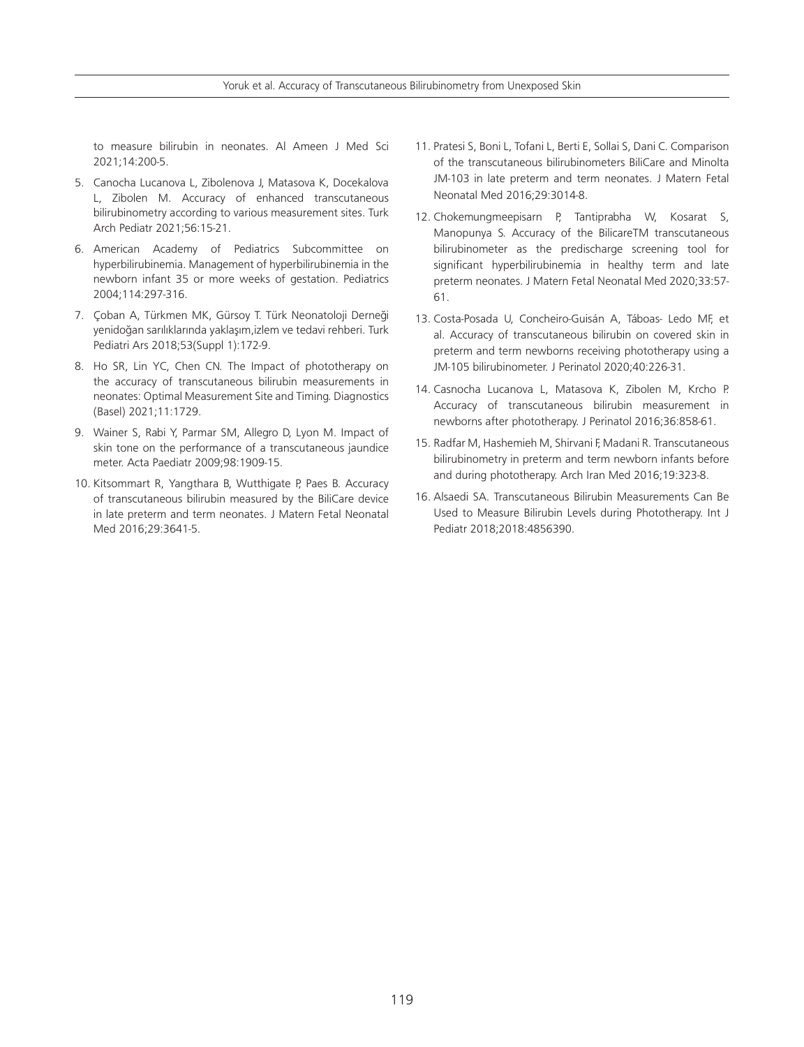to measure bilirubin in neonates. Al Ameen J Med Sci 2021;14:200-5.

5. Canocha Lucanova L, Zibolenova J, Matasova K, Docekalova L, Zibolen M. Accuracy of enhanced transcutaneous bilirubinometry according to various measurement sites. Turk Arch Pediatr 2021;56:15-21.
6. American Academy of Pediatrics Subcommittee on hyperbilirubinemia. Management of hyperbilirubinemia in the newborn infant 35 or more weeks of gestation. Pediatrics 2004;114:297-316.
7. Çoban A, Türkmen MK, Gürsoy T. Türk Neonatoloji Derneği yenidoğan sarılıklarında yaklaşım,izlem ve tedavi rehberi. Turk Pediatri Ars 2018;53(Suppl 1):172-9.
8. Ho SR, Lin YC, Chen CN. The Impact of phototherapy on the accuracy of transcutaneous bilirubin measurements in neonates: Optimal Measurement Site and Timing. Diagnostics (Basel) 2021;11:1729.
9. Wainer S, Rabi Y, Parmar SM, Allegro D, Lyon M. Impact of skin tone on the performance of a transcutaneous jaundice meter. Acta Paediatr 2009;98:1909-15.
10. Kitsommart R, Yangthara B, Wutthigate P, Paes B. Accuracy of transcutaneous bilirubin measured by the BiliCare device in late preterm and term neonates. J Matern Fetal Neonatal Med 2016;29:3641-5.
11. Pratesi S, Boni L, Tofani L, Berti E, Sollai S, Dani C. Comparison of the transcutaneous bilirubinometers BiliCare and Minolta JM-103 in late preterm and term neonates. J Matern Fetal Neonatal Med 2016;29:3014-8.
12. Chokemungmeepisarn P, Tantiprabha W, Kosarat S, Manopunya S. Accuracy of the BilicareTM transcutaneous bilirubinometer as the predischarge screening tool for significant hyperbilirubinemia in healthy term and late preterm neonates. J Matern Fetal Neonatal Med 2020;33:57-61.
13. Costa-Posada U, Concheiro-Guisán A, Táboas- Ledo MF, et al. Accuracy of transcutaneous bilirubin on covered skin in preterm and term newborns receiving phototherapy using a JM-105 bilirubinometer. J Perinatol 2020;40:226-31.
14. Casnocha Lucanova L, Matasova K, Zibolen M, Krcho P. Accuracy of transcutaneous bilirubin measurement in newborns after phototherapy. J Perinatol 2016;36:858-61.
15. Radfar M, Hashemieh M, Shirvani F, Madani R. Transcutaneous bilirubinometry in preterm and term newborn infants before and during phototherapy. Arch Iran Med 2016;19:323-8.
16. Alsaedi SA. Transcutaneous Bilirubin Measurements Can Be Used to Measure Bilirubin Levels during Phototherapy. Int J Pediatr 2018;2018:4856390.